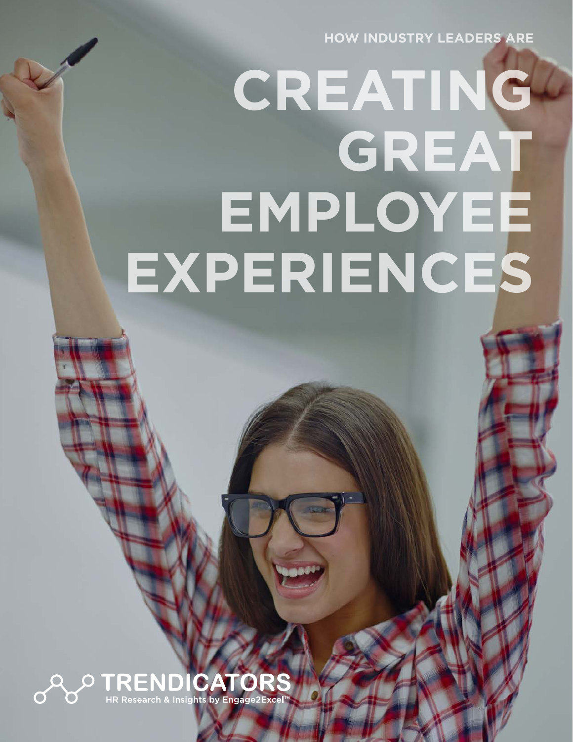HOW INDUSTRY LEADERS ARE

# CREATING GREAT EMPLOYEE EXPERIENCES

TRENDICATORS
HR Research & Insights by Engage2Excel™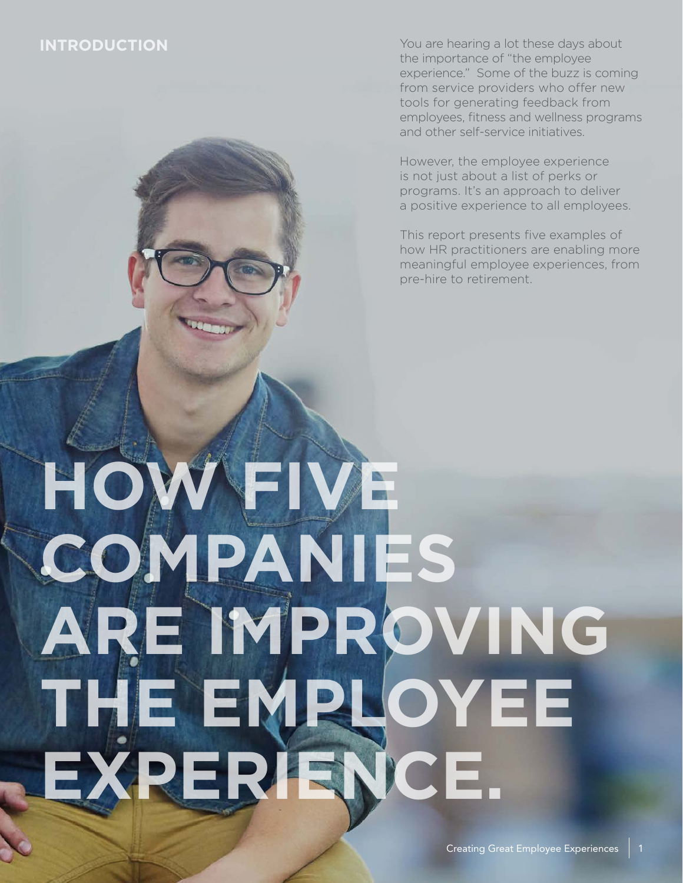## INTRODUCTION

# HOW FIVE COMPANIES ARE IMPROVING THE EMPLOYEE EXPERIENCE.

You are hearing a lot these days about the importance of "the employee experience." Some of the buzz is coming from service providers who offer new tools for generating feedback from employees, fitness and wellness programs and other self-service initiatives.

However, the employee experience is not just about a list of perks or programs. It's an approach to deliver a positive experience to all employees.

This report presents five examples of how HR practitioners are enabling more meaningful employee experiences, from pre-hire to retirement.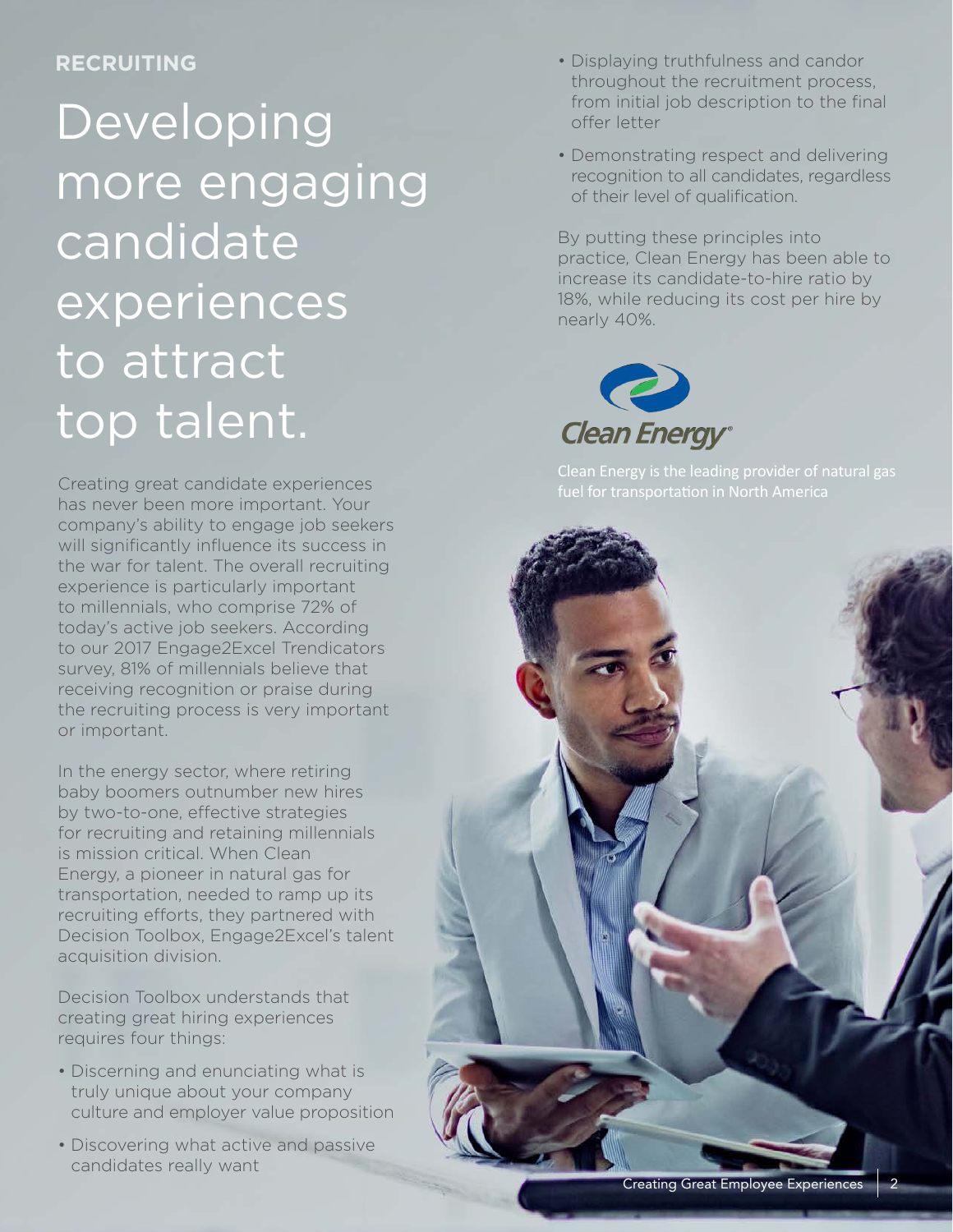RECRUITING

# Developing more engaging candidate experiences to attract top talent.

Creating great candidate experiences has never been more important. Your company's ability to engage job seekers will significantly influence its success in the war for talent. The overall recruiting experience is particularly important to millennials, who comprise 72% of today's active job seekers. According to our 2017 Engage2Excel Trendicators survey, 81% of millennials believe that receiving recognition or praise during the recruiting process is very important or important.

In the energy sector, where retiring baby boomers outnumber new hires by two-to-one, effective strategies for recruiting and retaining millennials is mission critical. When Clean Energy, a pioneer in natural gas for transportation, needed to ramp up its recruiting efforts, they partnered with Decision Toolbox, Engage2Excel's talent acquisition division.

Decision Toolbox understands that creating great hiring experiences requires four things:

- Discerning and enunciating what is truly unique about your company culture and employer value proposition
- Discovering what active and passive candidates really want
- Displaying truthfulness and candor throughout the recruitment process, from initial job description to the final offer letter
- Demonstrating respect and delivering recognition to all candidates, regardless of their level of qualification.

By putting these principles into practice, Clean Energy has been able to increase its candidate-to-hire ratio by 18%, while reducing its cost per hire by nearly 40%.

Clean Energy

Clean Energy is the leading provider of natural gas fuel for transportation in North America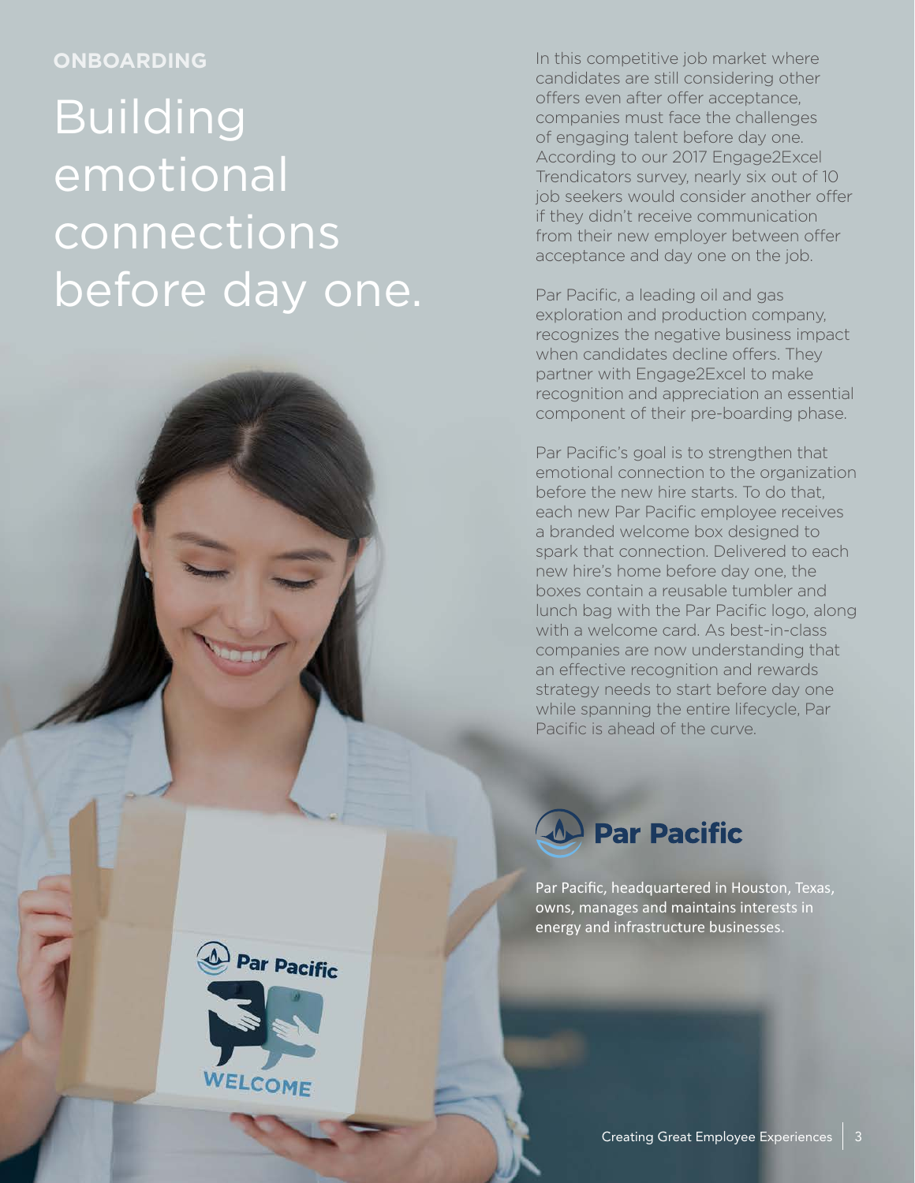**ONBOARDING**

# Building emotional connections before day one.

In this competitive job market where candidates are still considering other offers even after offer acceptance, companies must face the challenges of engaging talent before day one. According to our 2017 Engage2Excel Trendicators survey, nearly six out of 10 job seekers would consider another offer if they didn't receive communication from their new employer between offer acceptance and day one on the job.

Par Pacific, a leading oil and gas exploration and production company, recognizes the negative business impact when candidates decline offers. They partner with Engage2Excel to make recognition and appreciation an essential component of their pre-boarding phase.

Par Pacific's goal is to strengthen that emotional connection to the organization before the new hire starts. To do that, each new Par Pacific employee receives a branded welcome box designed to spark that connection. Delivered to each new hire's home before day one, the boxes contain a reusable tumbler and lunch bag with the Par Pacific logo, along with a welcome card. As best-in-class companies are now understanding that an effective recognition and rewards strategy needs to start before day one while spanning the entire lifecycle, Par Pacific is ahead of the curve.

**Par Pacific**

Par Pacific, headquartered in Houston, Texas, owns, manages and maintains interests in energy and infrastructure businesses.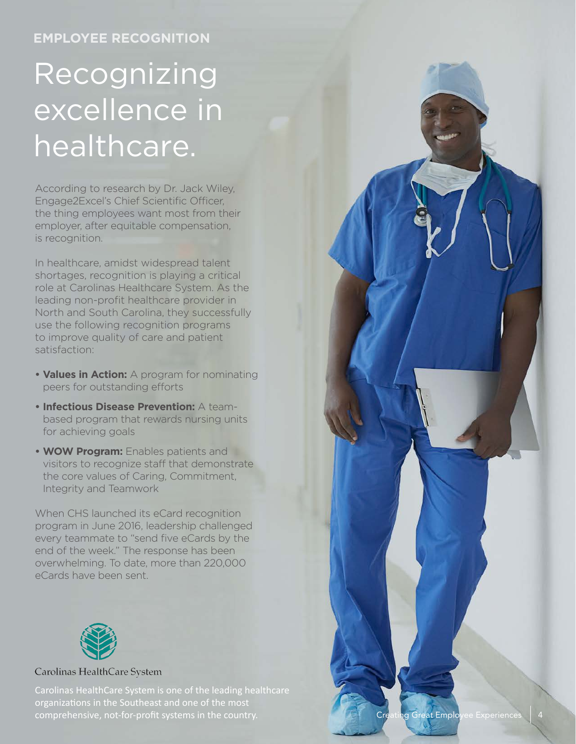**EMPLOYEE RECOGNITION**

# Recognizing excellence in healthcare.

According to research by Dr. Jack Wiley, Engage2Excel's Chief Scientific Officer, the thing employees want most from their employer, after equitable compensation, is recognition.

In healthcare, amidst widespread talent shortages, recognition is playing a critical role at Carolinas Healthcare System. As the leading non-profit healthcare provider in North and South Carolina, they successfully use the following recognition programs to improve quality of care and patient satisfaction:

- **Values in Action:** A program for nominating peers for outstanding efforts
- **Infectious Disease Prevention:** A team-based program that rewards nursing units for achieving goals
- **WOW Program:** Enables patients and visitors to recognize staff that demonstrate the core values of Caring, Commitment, Integrity and Teamwork

When CHS launched its eCard recognition program in June 2016, leadership challenged every teammate to "send five eCards by the end of the week." The response has been overwhelming. To date, more than 220,000 eCards have been sent.

Carolinas HealthCare System

Carolinas HealthCare System is one of the leading healthcare organizations in the Southeast and one of the most comprehensive, not-for-profit systems in the country.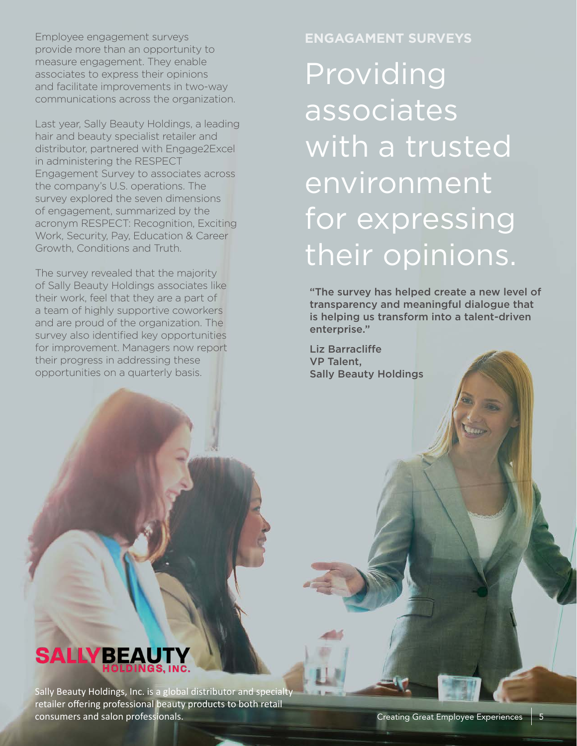## ENGAGAMENT SURVEYS

# Providing associates with a trusted environment for expressing their opinions.

Employee engagement surveys provide more than an opportunity to measure engagement. They enable associates to express their opinions and facilitate improvements in two-way communications across the organization.

Last year, Sally Beauty Holdings, a leading hair and beauty specialist retailer and distributor, partnered with Engage2Excel in administering the RESPECT Engagement Survey to associates across the company's U.S. operations. The survey explored the seven dimensions of engagement, summarized by the acronym RESPECT: Recognition, Exciting Work, Security, Pay, Education & Career Growth, Conditions and Truth.

The survey revealed that the majority of Sally Beauty Holdings associates like their work, feel that they are a part of a team of highly supportive coworkers and are proud of the organization. The survey also identified key opportunities for improvement. Managers now report their progress in addressing these opportunities on a quarterly basis.

**"The survey has helped create a new level of transparency and meaningful dialogue that is helping us transform into a talent-driven enterprise."**

**Liz Barracliffe**
**VP Talent,**
**Sally Beauty Holdings**

SALLY BEAUTY HOLDINGS, INC.

Sally Beauty Holdings, Inc. is a global distributor and specialty retailer offering professional beauty products to both retail consumers and salon professionals.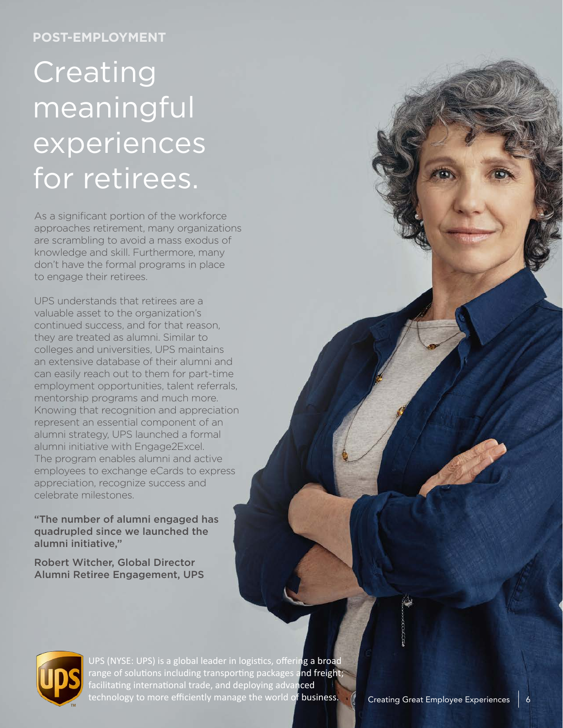**POST-EMPLOYMENT**

# Creating meaningful experiences for retirees.

As a significant portion of the workforce approaches retirement, many organizations are scrambling to avoid a mass exodus of knowledge and skill. Furthermore, many don't have the formal programs in place to engage their retirees.

UPS understands that retirees are a valuable asset to the organization's continued success, and for that reason, they are treated as alumni. Similar to colleges and universities, UPS maintains an extensive database of their alumni and can easily reach out to them for part-time employment opportunities, talent referrals, mentorship programs and much more. Knowing that recognition and appreciation represent an essential component of an alumni strategy, UPS launched a formal alumni initiative with Engage2Excel. The program enables alumni and active employees to exchange eCards to express appreciation, recognize success and celebrate milestones.

**"The number of alumni engaged has quadrupled since we launched the alumni initiative,"**

Robert Witcher, Global Director
Alumni Retiree Engagement, UPS

UPS (NYSE: UPS) is a global leader in logistics, offering a broad range of solutions including transporting packages and freight; facilitating international trade, and deploying advanced technology to more efficiently manage the world of business.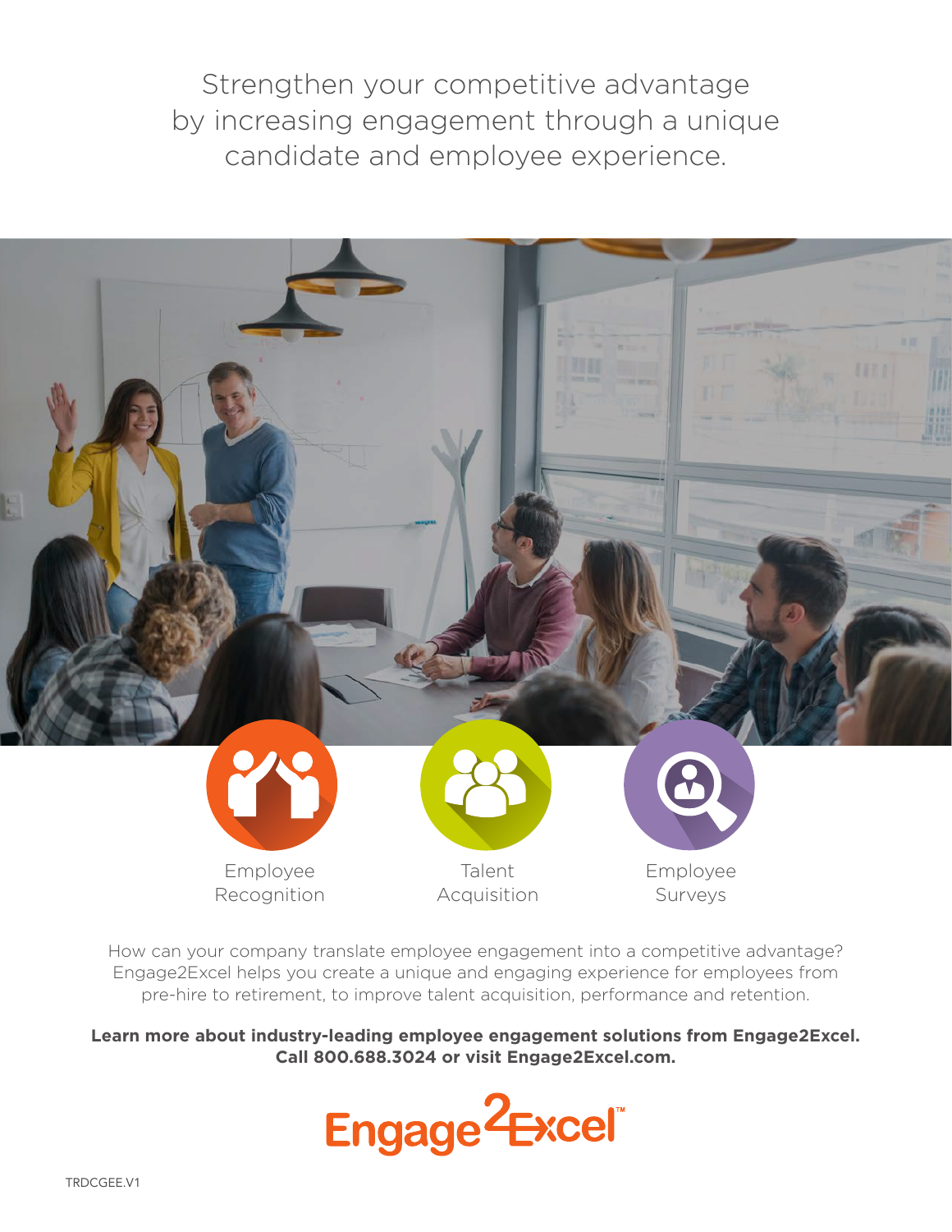Strengthen your competitive advantage by increasing engagement through a unique candidate and employee experience.

Employee Recognition

Talent Acquisition

Employee Surveys

How can your company translate employee engagement into a competitive advantage? Engage2Excel helps you create a unique and engaging experience for employees from pre-hire to retirement, to improve talent acquisition, performance and retention.

**Learn more about industry-leading employee engagement solutions from Engage2Excel. Call 800.688.3024 or visit Engage2Excel.com.**

Engage2Excel™

TRDCGEE.V1